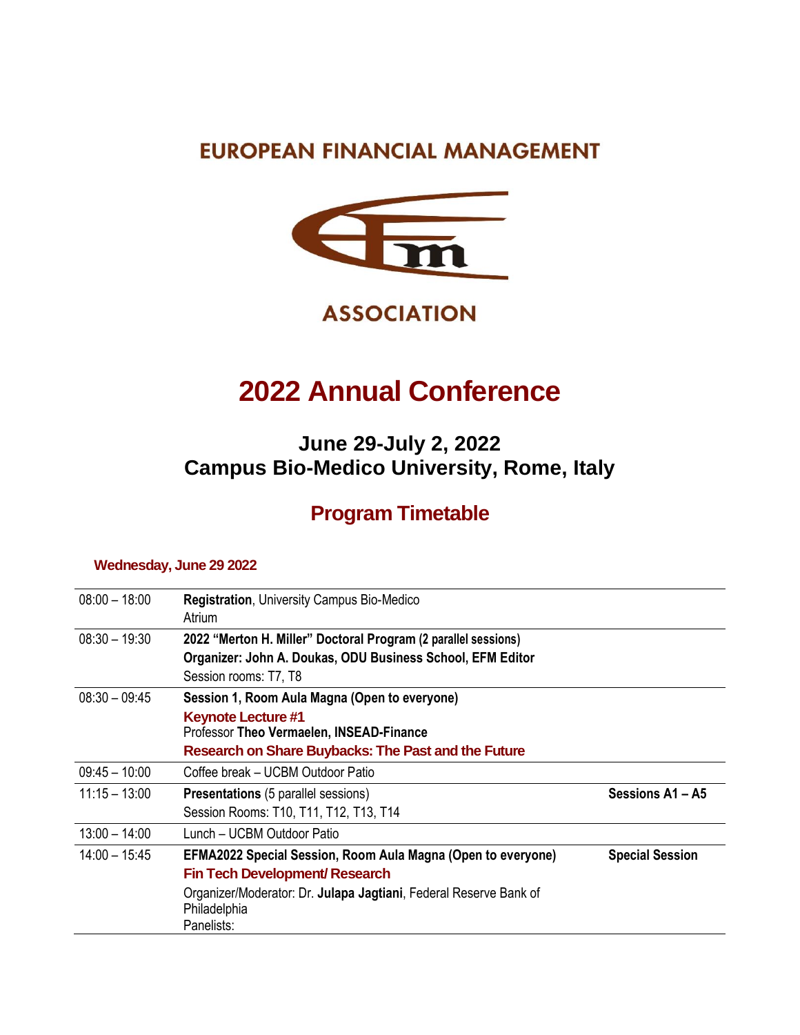# EUROPEAN FINANCIAL MANAGEMENT

# ASSOCIATION

# 2022 Annual Conference

## June 29-July 2, 2022
## Campus Bio-Medico University, Rome, Italy

## Program Timetable

### Wednesday, June 29 2022

| | | |
|---|---|---|
| 08:00 – 18:00 | **Registration**, University Campus Bio-Medico<br>Atrium | |
| 08:30 – 19:30 | **2022 "Merton H. Miller" Doctoral Program (2 parallel sessions)**<br>**Organizer: John A. Doukas, ODU Business School, EFM Editor**<br>Session rooms: T7, T8 | |
| 08:30 – 09:45 | **Session 1, Room Aula Magna (Open to everyone)**<br>**Keynote Lecture #1**<br>Professor **Theo Vermaelen, INSEAD-Finance**<br>**Research on Share Buybacks: The Past and the Future** | |
| 09:45 – 10:00 | Coffee break – UCBM Outdoor Patio | |
| 11:15 – 13:00 | **Presentations** (5 parallel sessions)<br>Session Rooms: T10, T11, T12, T13, T14 | **Sessions A1 – A5** |
| 13:00 – 14:00 | Lunch – UCBM Outdoor Patio | |
| 14:00 – 15:45 | **EFMA2022 Special Session, Room Aula Magna (Open to everyone)**<br>**Fin Tech Development/ Research**<br>Organizer/Moderator: Dr. **Julapa Jagtiani**, Federal Reserve Bank of Philadelphia<br>Panelists: | **Special Session** |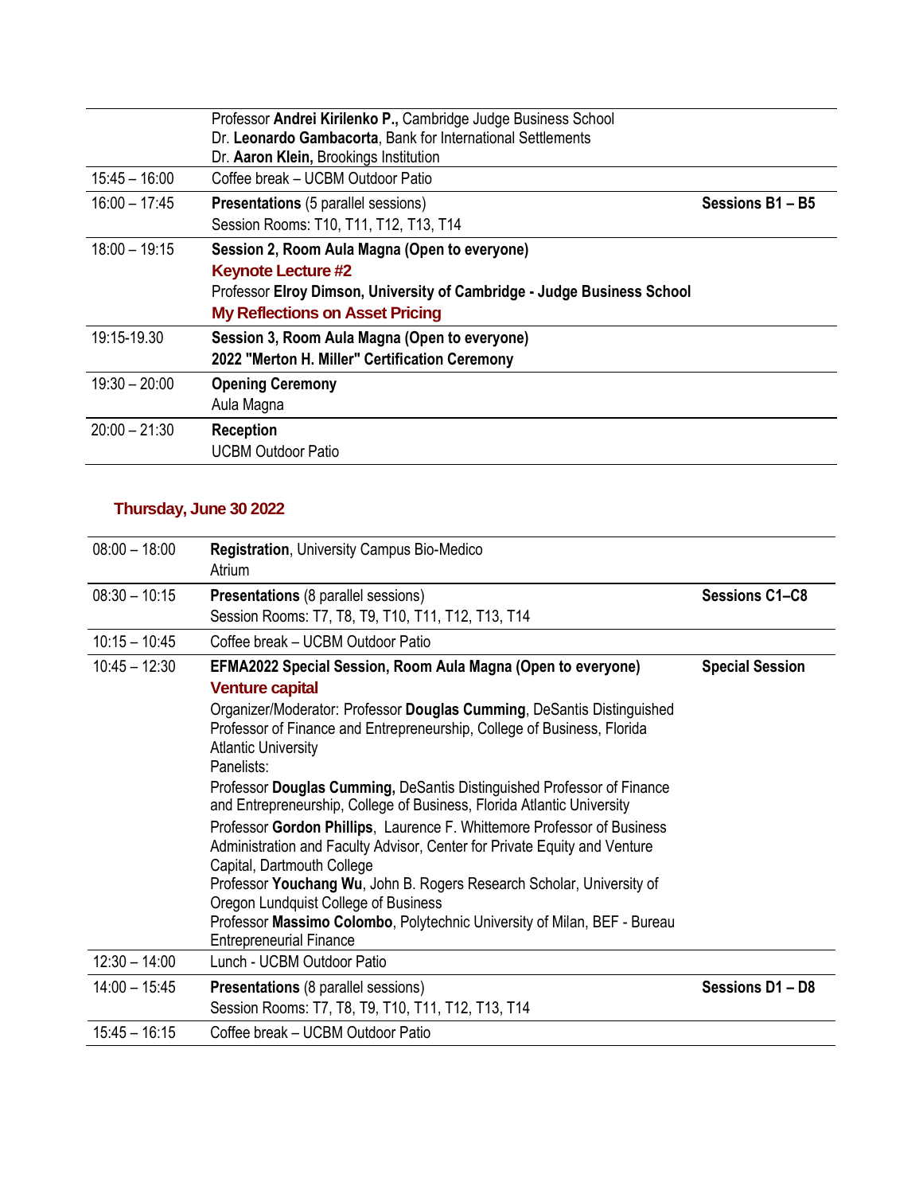| | | |
|---|---|---|
| | Professor **Andrei Kirilenko P.,** Cambridge Judge Business School<br>Dr. **Leonardo Gambacorta**, Bank for International Settlements<br>Dr. **Aaron Klein,** Brookings Institution | |
| 15:45 – 16:00 | Coffee break – UCBM Outdoor Patio | |
| 16:00 – 17:45 | **Presentations** (5 parallel sessions)<br>Session Rooms: T10, T11, T12, T13, T14 | **Sessions B1 – B5** |
| 18:00 – 19:15 | **Session 2, Room Aula Magna (Open to everyone)**<br>**Keynote Lecture #2**<br>Professor **Elroy Dimson, University of Cambridge - Judge Business School**<br>**My Reflections on Asset Pricing** | |
| 19:15-19.30 | **Session 3, Room Aula Magna (Open to everyone)**<br>**2022 "Merton H. Miller" Certification Ceremony** | |
| 19:30 – 20:00 | **Opening Ceremony**<br>Aula Magna | |
| 20:00 – 21:30 | **Reception**<br>UCBM Outdoor Patio | |

## Thursday, June 30 2022

| | | |
|---|---|---|
| 08:00 – 18:00 | **Registration**, University Campus Bio-Medico<br>Atrium | |
| 08:30 – 10:15 | **Presentations** (8 parallel sessions)<br>Session Rooms: T7, T8, T9, T10, T11, T12, T13, T14 | **Sessions C1–C8** |
| 10:15 – 10:45 | Coffee break – UCBM Outdoor Patio | |
| 10:45 – 12:30 | **EFMA2022 Special Session, Room Aula Magna (Open to everyone)**<br>**Venture capital**<br>Organizer/Moderator: Professor **Douglas Cumming**, DeSantis Distinguished Professor of Finance and Entrepreneurship, College of Business, Florida Atlantic University<br>Panelists:<br>Professor **Douglas Cumming,** DeSantis Distinguished Professor of Finance and Entrepreneurship, College of Business, Florida Atlantic University<br>Professor **Gordon Phillips**, Laurence F. Whittemore Professor of Business Administration and Faculty Advisor, Center for Private Equity and Venture Capital, Dartmouth College<br>Professor **Youchang Wu**, John B. Rogers Research Scholar, University of Oregon Lundquist College of Business<br>Professor **Massimo Colombo**, Polytechnic University of Milan, BEF - Bureau Entrepreneurial Finance | **Special Session** |
| 12:30 – 14:00 | Lunch - UCBM Outdoor Patio | |
| 14:00 – 15:45 | **Presentations** (8 parallel sessions)<br>Session Rooms: T7, T8, T9, T10, T11, T12, T13, T14 | **Sessions D1 – D8** |
| 15:45 – 16:15 | Coffee break – UCBM Outdoor Patio | |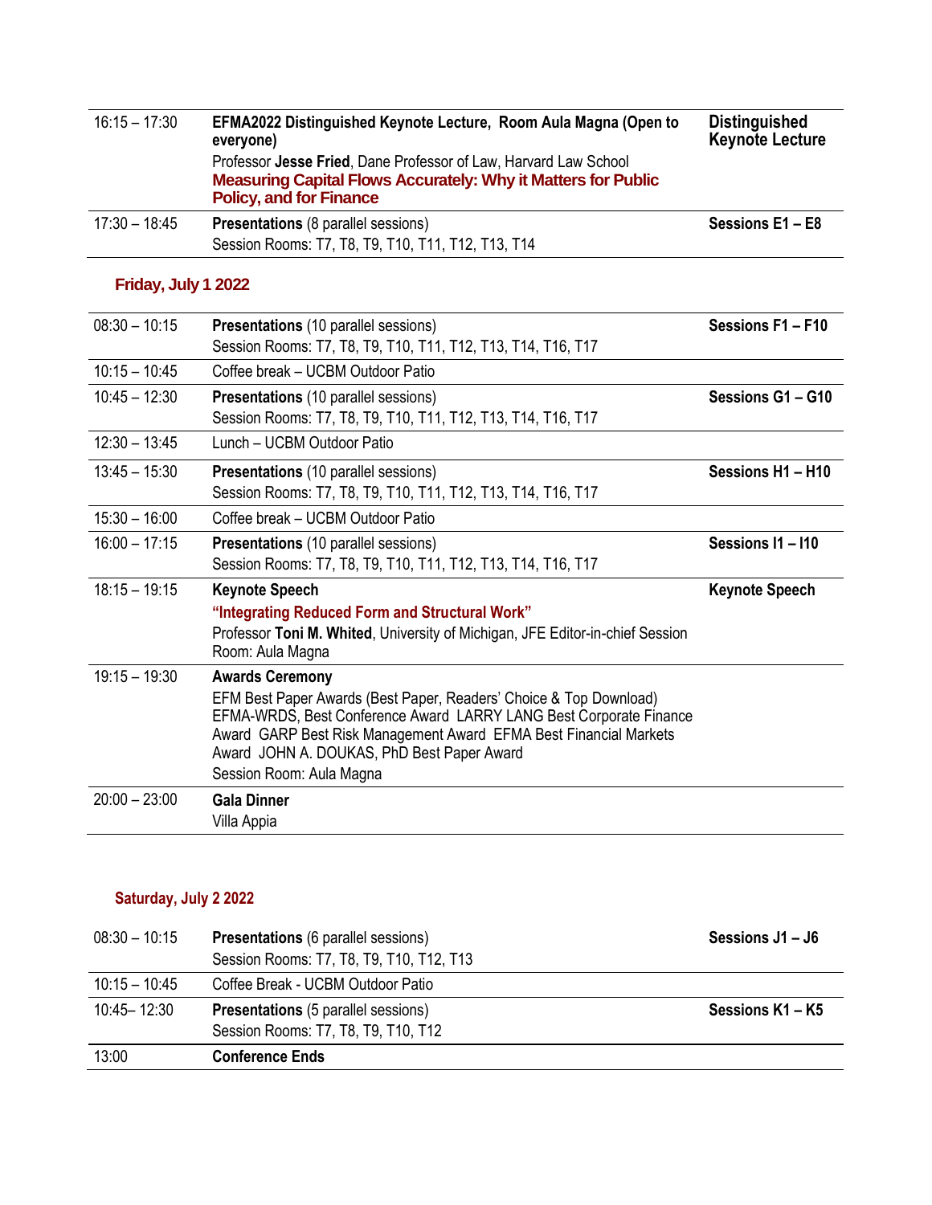| | | |
|---|---|---|
| 16:15 – 17:30 | **EFMA2022 Distinguished Keynote Lecture, Room Aula Magna (Open to everyone)**<br>Professor **Jesse Fried**, Dane Professor of Law, Harvard Law School<br>**Measuring Capital Flows Accurately: Why it Matters for Public Policy, and for Finance** | **Distinguished Keynote Lecture** |
| 17:30 – 18:45 | **Presentations** (8 parallel sessions)<br>Session Rooms: T7, T8, T9, T10, T11, T12, T13, T14 | **Sessions E1 – E8** |

## Friday, July 1 2022

| | | |
|---|---|---|
| 08:30 – 10:15 | **Presentations** (10 parallel sessions)<br>Session Rooms: T7, T8, T9, T10, T11, T12, T13, T14, T16, T17 | **Sessions F1 – F10** |
| 10:15 – 10:45 | Coffee break – UCBM Outdoor Patio | |
| 10:45 – 12:30 | **Presentations** (10 parallel sessions)<br>Session Rooms: T7, T8, T9, T10, T11, T12, T13, T14, T16, T17 | **Sessions G1 – G10** |
| 12:30 – 13:45 | Lunch – UCBM Outdoor Patio | |
| 13:45 – 15:30 | **Presentations** (10 parallel sessions)<br>Session Rooms: T7, T8, T9, T10, T11, T12, T13, T14, T16, T17 | **Sessions H1 – H10** |
| 15:30 – 16:00 | Coffee break – UCBM Outdoor Patio | |
| 16:00 – 17:15 | **Presentations** (10 parallel sessions)<br>Session Rooms: T7, T8, T9, T10, T11, T12, T13, T14, T16, T17 | **Sessions I1 – I10** |
| 18:15 – 19:15 | **Keynote Speech**<br>**"Integrating Reduced Form and Structural Work"**<br>Professor **Toni M. Whited**, University of Michigan, JFE Editor-in-chief Session Room: Aula Magna | **Keynote Speech** |
| 19:15 – 19:30 | **Awards Ceremony**<br>EFM Best Paper Awards (Best Paper, Readers' Choice & Top Download) EFMA-WRDS, Best Conference Award LARRY LANG Best Corporate Finance Award GARP Best Risk Management Award EFMA Best Financial Markets Award JOHN A. DOUKAS, PhD Best Paper Award<br>Session Room: Aula Magna | |
| 20:00 – 23:00 | **Gala Dinner**<br>Villa Appia | |

## Saturday, July 2 2022

| | | |
|---|---|---|
| 08:30 – 10:15 | **Presentations** (6 parallel sessions)<br>Session Rooms: T7, T8, T9, T10, T12, T13 | **Sessions J1 – J6** |
| 10:15 – 10:45 | Coffee Break - UCBM Outdoor Patio | |
| 10:45– 12:30 | **Presentations** (5 parallel sessions)<br>Session Rooms: T7, T8, T9, T10, T12 | **Sessions K1 – K5** |
| 13:00 | **Conference Ends** | |